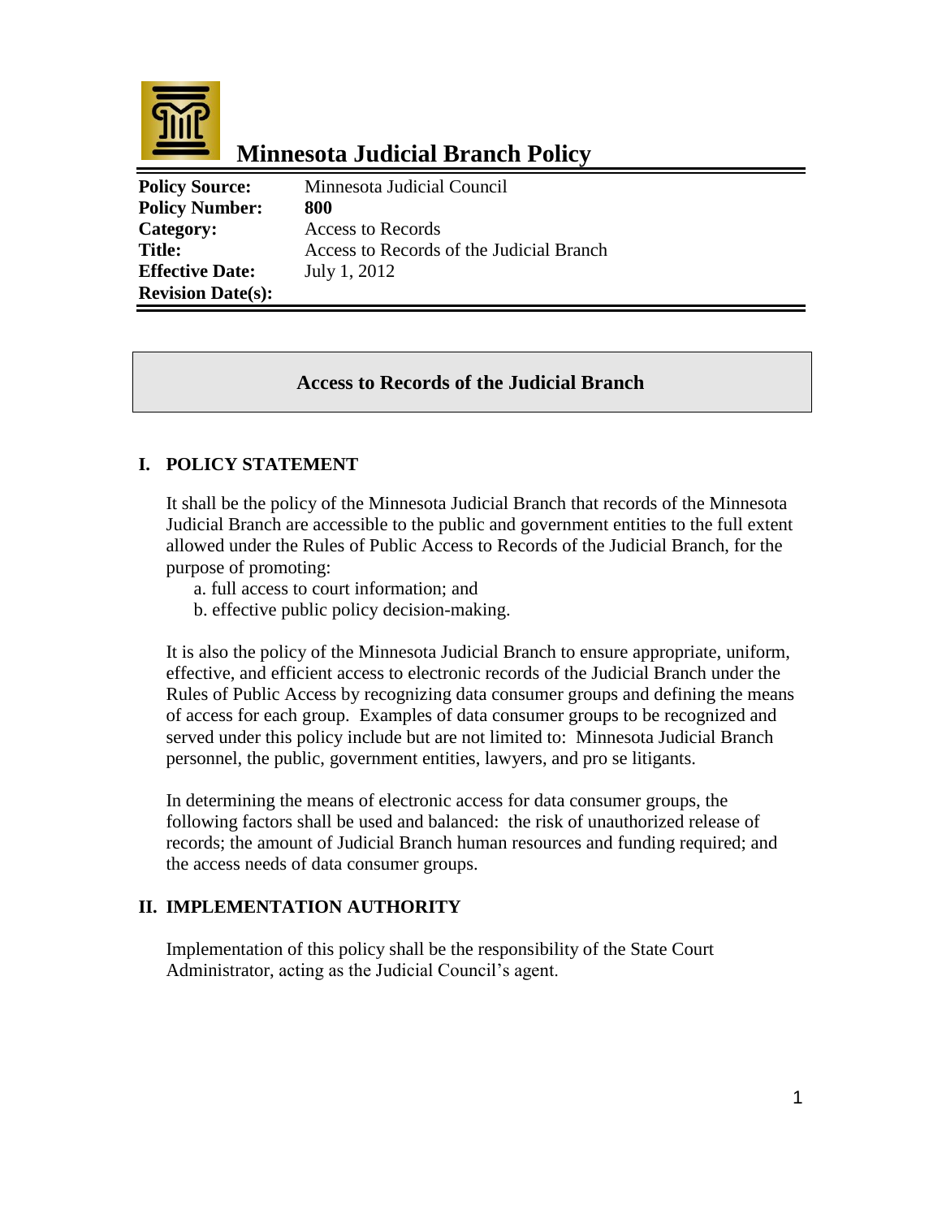# Minnesota Judicial Branch Policy

| | |
|---|---|
| **Policy Source:** | Minnesota Judicial Council |
| **Policy Number:** | **800** |
| **Category:** | Access to Records |
| **Title:** | Access to Records of the Judicial Branch |
| **Effective Date:** | July 1, 2012 |
| **Revision Date(s):** | |

## Access to Records of the Judicial Branch

### I. POLICY STATEMENT

It shall be the policy of the Minnesota Judicial Branch that records of the Minnesota Judicial Branch are accessible to the public and government entities to the full extent allowed under the Rules of Public Access to Records of the Judicial Branch, for the purpose of promoting:

a. full access to court information; and
b. effective public policy decision-making.

It is also the policy of the Minnesota Judicial Branch to ensure appropriate, uniform, effective, and efficient access to electronic records of the Judicial Branch under the Rules of Public Access by recognizing data consumer groups and defining the means of access for each group. Examples of data consumer groups to be recognized and served under this policy include but are not limited to: Minnesota Judicial Branch personnel, the public, government entities, lawyers, and pro se litigants.

In determining the means of electronic access for data consumer groups, the following factors shall be used and balanced: the risk of unauthorized release of records; the amount of Judicial Branch human resources and funding required; and the access needs of data consumer groups.

### II. IMPLEMENTATION AUTHORITY

Implementation of this policy shall be the responsibility of the State Court Administrator, acting as the Judicial Council's agent.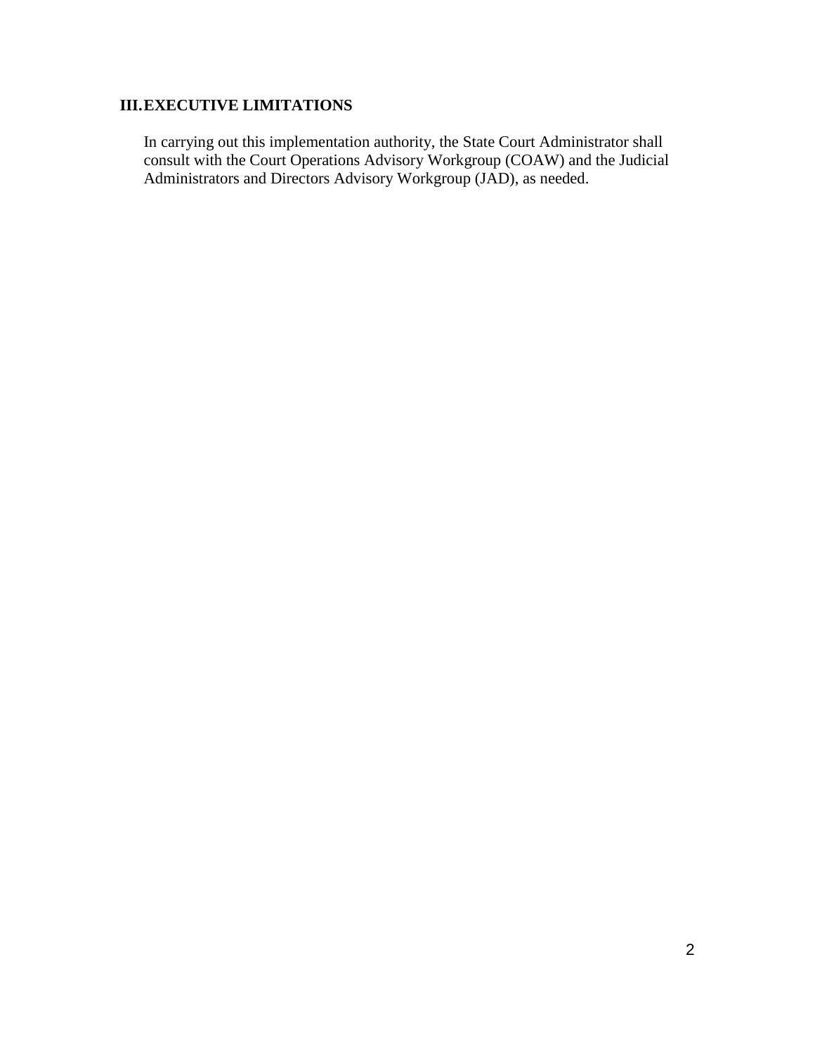## III. EXECUTIVE LIMITATIONS

In carrying out this implementation authority, the State Court Administrator shall consult with the Court Operations Advisory Workgroup (COAW) and the Judicial Administrators and Directors Advisory Workgroup (JAD), as needed.